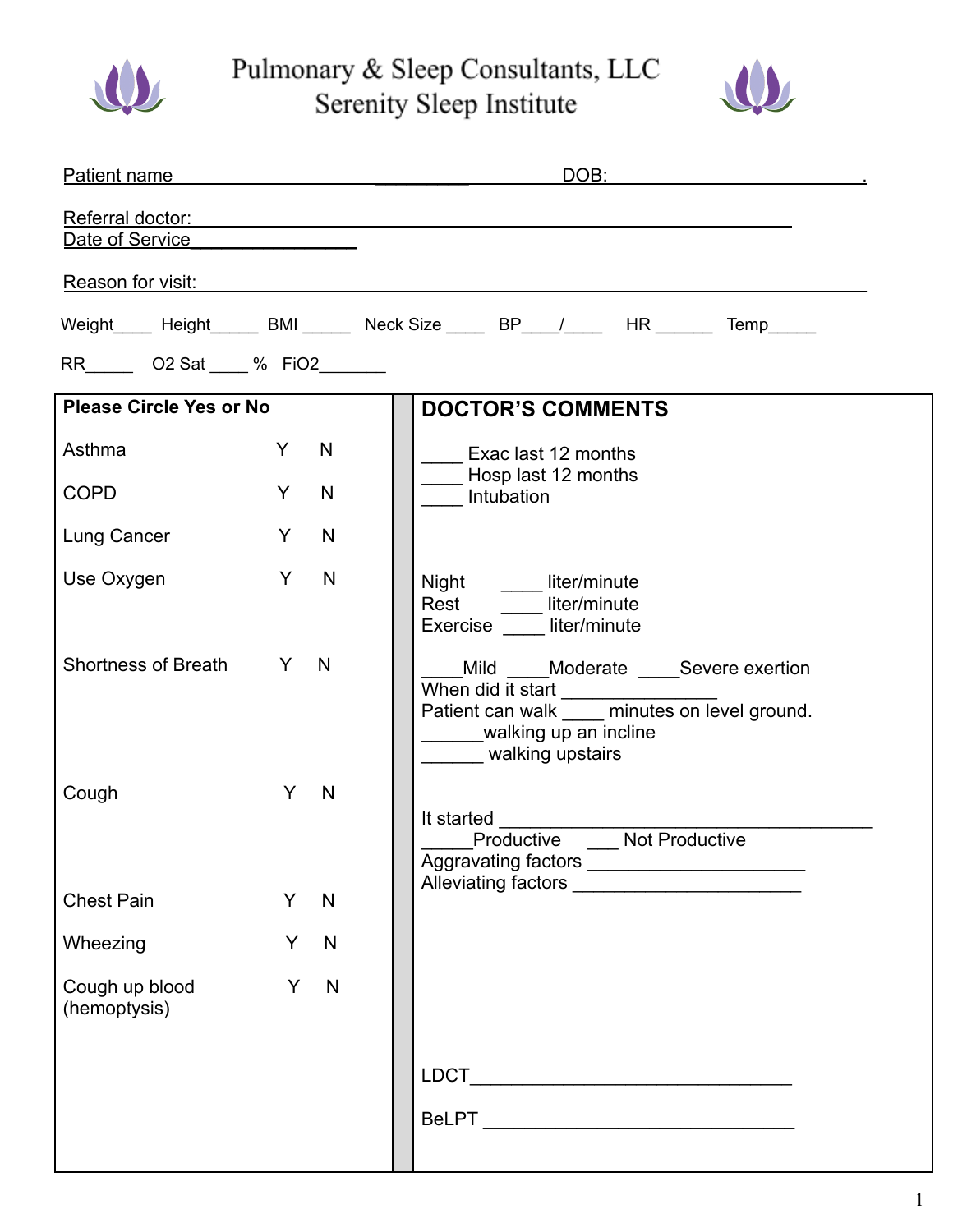# Pulmonary & Sleep Consultants, LLC
## Serenity Sleep Institute

Patient name ______________________________ DOB: ______________________.

Referral doctor: ______________________________________________________

Date of Service ________________

Reason for visit: ______________________________________________________

Weight____ Height_____ BMI _____ Neck Size ____ BP____/____ HR ______ Temp_____

RR_____ O2 Sat ____ % FiO2_______

| Please Circle Yes or No | | | DOCTOR'S COMMENTS |
|---|---|---|---|
| Asthma | Y | N | ____ Exac last 12 months<br>____ Hosp last 12 months<br>____ Intubation |
| COPD | Y | N | |
| Lung Cancer | Y | N | |
| Use Oxygen | Y | N | Night ____ liter/minute<br>Rest ____ liter/minute<br>Exercise ____ liter/minute |
| Shortness of Breath | Y | N | ____Mild ____Moderate ____Severe exertion<br>When did it start _______________<br>Patient can walk ____ minutes on level ground.<br>______walking up an incline<br>______ walking upstairs |
| Cough | Y | N | It started ____________________________________<br>_____Productive ___ Not Productive<br>Aggravating factors ____________________<br>Alleviating factors _____________________ |
| Chest Pain | Y | N | |
| Wheezing | Y | N | |
| Cough up blood (hemoptysis) | Y | N | |
| | | | LDCT______________________________ |
| | | | BeLPT ______________________________ |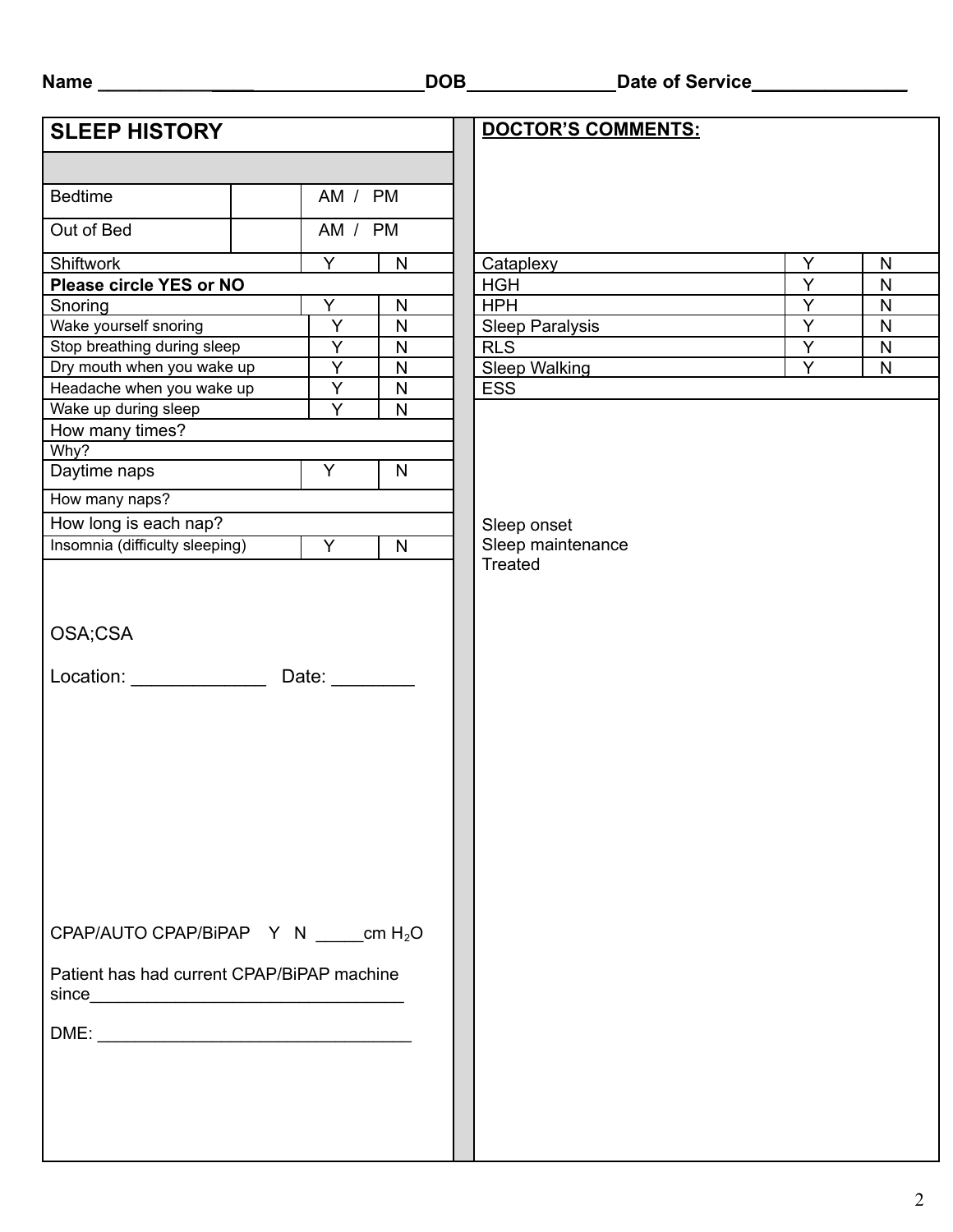Name ______________________________ DOB______________ Date of Service_______________

## SLEEP HISTORY

| | | |
|---|---|---|
| Bedtime | | AM / PM |
| Out of Bed | | AM / PM |

| | | |
|---|---|---|
| Shiftwork | Y | N |
| **Please circle YES or NO** | | |
| Snoring | Y | N |
| Wake yourself snoring | Y | N |
| Stop breathing during sleep | Y | N |
| Dry mouth when you wake up | Y | N |
| Headache when you wake up | Y | N |
| Wake up during sleep | Y | N |
| How many times? | | |
| Why? | | |
| Daytime naps | Y | N |
| How many naps? | | |
| How long is each nap? | | |
| Insomnia (difficulty sleeping) | Y | N |

OSA;CSA

Location: _____________ Date: ________

CPAP/AUTO CPAP/BiPAP Y N _____cm $H_2O$

Patient has had current CPAP/BiPAP machine since_________________________________

DME: _________________________________

## DOCTOR'S COMMENTS:

| | | |
|---|---|---|
| Cataplexy | Y | N |
| HGH | Y | N |
| HPH | Y | N |
| Sleep Paralysis | Y | N |
| RLS | Y | N |
| Sleep Walking | Y | N |
| ESS | | |

Sleep onset

Sleep maintenance

Treated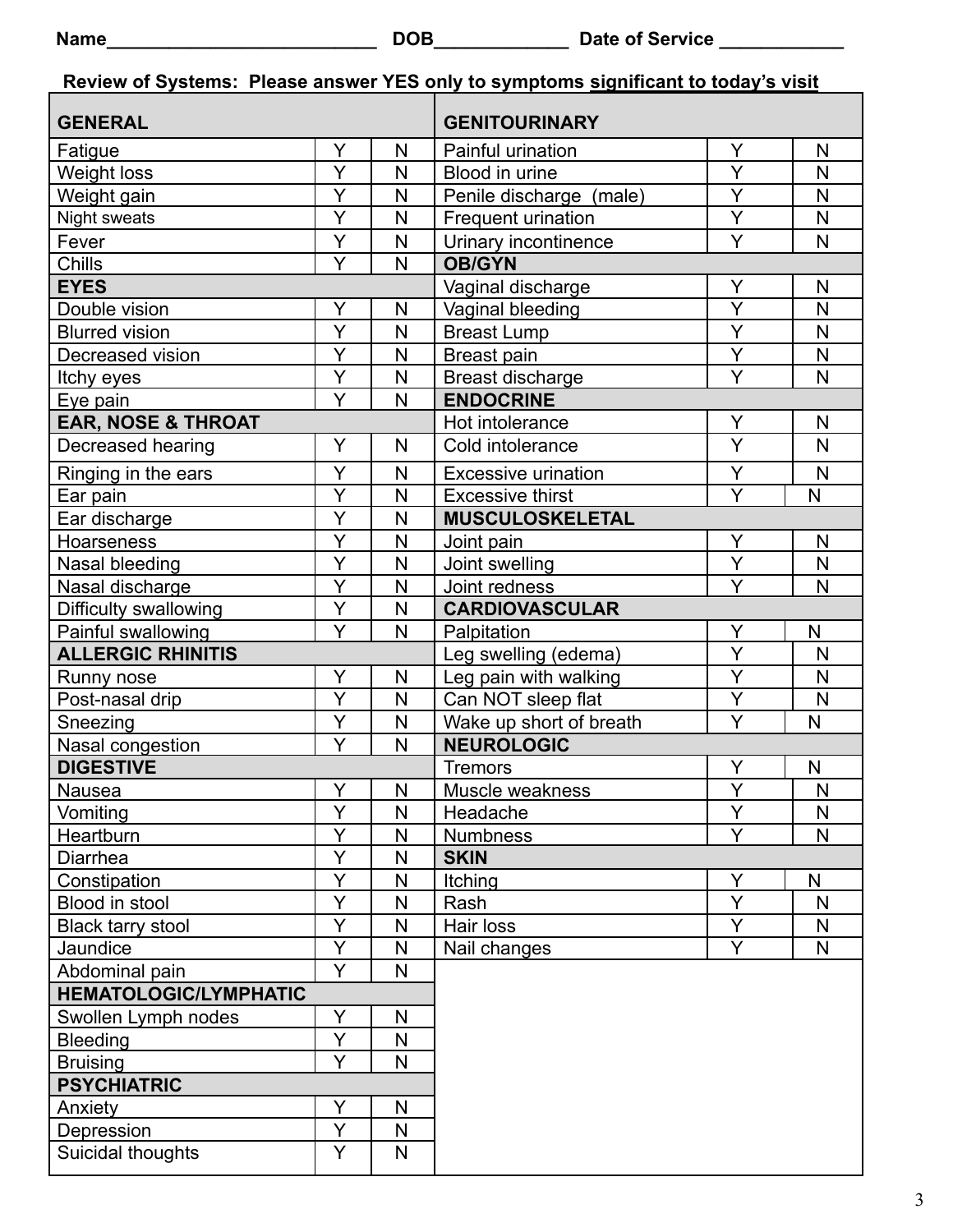Name___________________________ DOB_____________ Date of Service ____________

**Review of Systems: Please answer YES only to symptoms significant to today's visit**

| GENERAL | | |
|---|---|---|
| Fatigue | Y | N |
| Weight loss | Y | N |
| Weight gain | Y | N |
| Night sweats | Y | N |
| Fever | Y | N |
| Chills | Y | N |
| **EYES** | | |
| Double vision | Y | N |
| Blurred vision | Y | N |
| Decreased vision | Y | N |
| Itchy eyes | Y | N |
| Eye pain | Y | N |
| **EAR, NOSE & THROAT** | | |
| Decreased hearing | Y | N |
| Ringing in the ears | Y | N |
| Ear pain | Y | N |
| Ear discharge | Y | N |
| Hoarseness | Y | N |
| Nasal bleeding | Y | N |
| Nasal discharge | Y | N |
| Difficulty swallowing | Y | N |
| Painful swallowing | Y | N |
| **ALLERGIC RHINITIS** | | |
| Runny nose | Y | N |
| Post-nasal drip | Y | N |
| Sneezing | Y | N |
| Nasal congestion | Y | N |
| **DIGESTIVE** | | |
| Nausea | Y | N |
| Vomiting | Y | N |
| Heartburn | Y | N |
| Diarrhea | Y | N |
| Constipation | Y | N |
| Blood in stool | Y | N |
| Black tarry stool | Y | N |
| Jaundice | Y | N |
| Abdominal pain | Y | N |
| **HEMATOLOGIC/LYMPHATIC** | | |
| Swollen Lymph nodes | Y | N |
| Bleeding | Y | N |
| Bruising | Y | N |
| **PSYCHIATRIC** | | |
| Anxiety | Y | N |
| Depression | Y | N |
| Suicidal thoughts | Y | N |

| GENITOURINARY | | |
|---|---|---|
| Painful urination | Y | N |
| Blood in urine | Y | N |
| Penile discharge (male) | Y | N |
| Frequent urination | Y | N |
| Urinary incontinence | Y | N |
| **OB/GYN** | | |
| Vaginal discharge | Y | N |
| Vaginal bleeding | Y | N |
| Breast Lump | Y | N |
| Breast pain | Y | N |
| Breast discharge | Y | N |
| **ENDOCRINE** | | |
| Hot intolerance | Y | N |
| Cold intolerance | Y | N |
| Excessive urination | Y | N |
| Excessive thirst | Y | N |
| **MUSCULOSKELETAL** | | |
| Joint pain | Y | N |
| Joint swelling | Y | N |
| Joint redness | Y | N |
| **CARDIOVASCULAR** | | |
| Palpitation | Y | N |
| Leg swelling (edema) | Y | N |
| Leg pain with walking | Y | N |
| Can NOT sleep flat | Y | N |
| Wake up short of breath | Y | N |
| **NEUROLOGIC** | | |
| Tremors | Y | N |
| Muscle weakness | Y | N |
| Headache | Y | N |
| Numbness | Y | N |
| **SKIN** | | |
| Itching | Y | N |
| Rash | Y | N |
| Hair loss | Y | N |
| Nail changes | Y | N |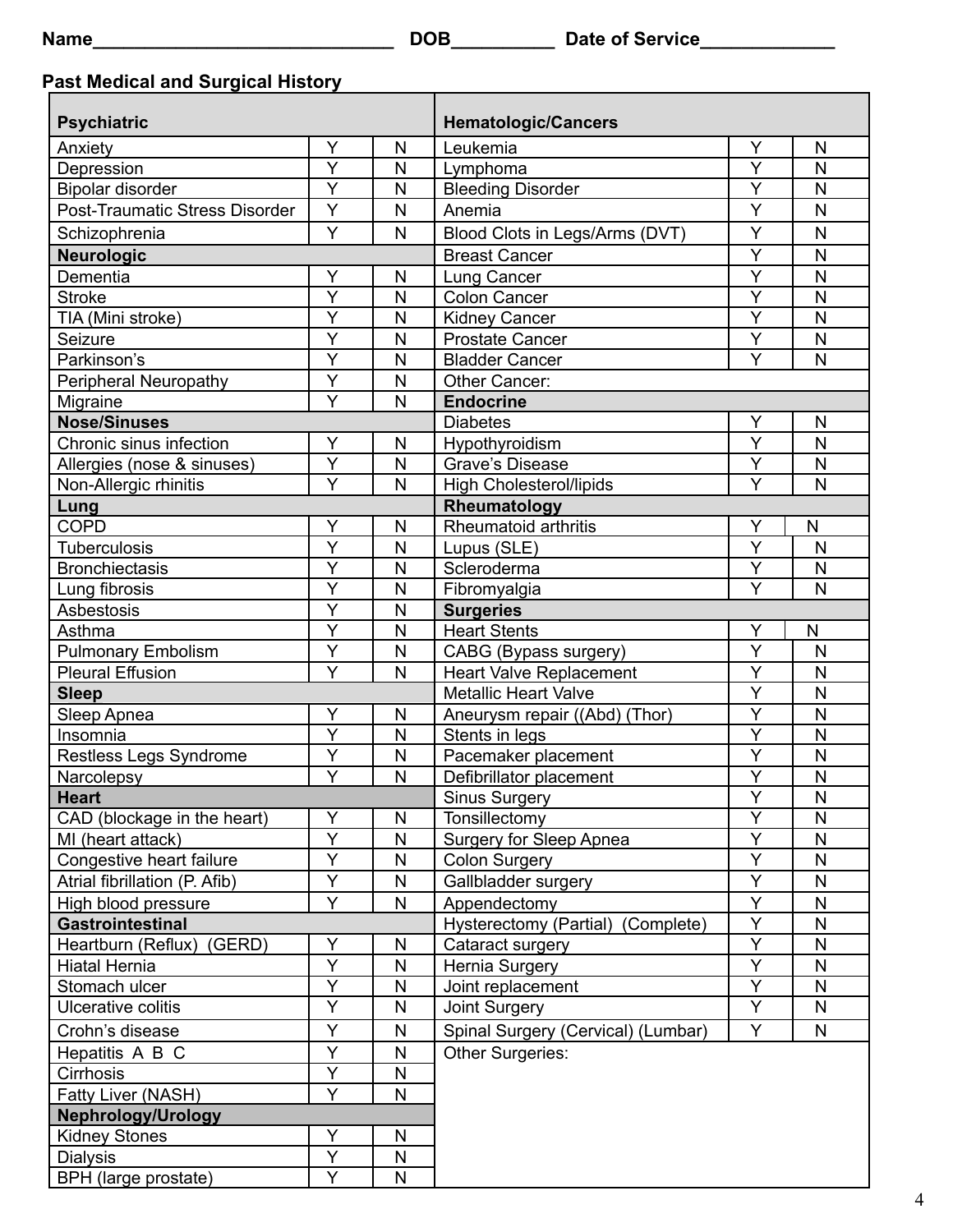Name______________________________ DOB__________ Date of Service_____________

## Past Medical and Surgical History

| **Psychiatric** | | | **Hematologic/Cancers** | | |
|---|---|---|---|---|---|
| Anxiety | Y | N | Leukemia | Y | N |
| Depression | Y | N | Lymphoma | Y | N |
| Bipolar disorder | Y | N | Bleeding Disorder | Y | N |
| Post-Traumatic Stress Disorder | Y | N | Anemia | Y | N |
| Schizophrenia | Y | N | Blood Clots in Legs/Arms (DVT) | Y | N |
| **Neurologic** | | | Breast Cancer | Y | N |
| Dementia | Y | N | Lung Cancer | Y | N |
| Stroke | Y | N | Colon Cancer | Y | N |
| TIA (Mini stroke) | Y | N | Kidney Cancer | Y | N |
| Seizure | Y | N | Prostate Cancer | Y | N |
| Parkinson's | Y | N | Bladder Cancer | Y | N |
| Peripheral Neuropathy | Y | N | Other Cancer: | | |
| Migraine | Y | N | **Endocrine** | | |
| **Nose/Sinuses** | | | Diabetes | Y | N |
| Chronic sinus infection | Y | N | Hypothyroidism | Y | N |
| Allergies (nose & sinuses) | Y | N | Grave's Disease | Y | N |
| Non-Allergic rhinitis | Y | N | High Cholesterol/lipids | Y | N |
| **Lung** | | | **Rheumatology** | | |
| COPD | Y | N | Rheumatoid arthritis | Y | N |
| Tuberculosis | Y | N | Lupus (SLE) | Y | N |
| Bronchiectasis | Y | N | Scleroderma | Y | N |
| Lung fibrosis | Y | N | Fibromyalgia | Y | N |
| Asbestosis | Y | N | **Surgeries** | | |
| Asthma | Y | N | Heart Stents | Y | N |
| Pulmonary Embolism | Y | N | CABG (Bypass surgery) | Y | N |
| Pleural Effusion | Y | N | Heart Valve Replacement | Y | N |
| **Sleep** | | | Metallic Heart Valve | Y | N |
| Sleep Apnea | Y | N | Aneurysm repair ((Abd) (Thor) | Y | N |
| Insomnia | Y | N | Stents in legs | Y | N |
| Restless Legs Syndrome | Y | N | Pacemaker placement | Y | N |
| Narcolepsy | Y | N | Defibrillator placement | Y | N |
| **Heart** | | | Sinus Surgery | Y | N |
| CAD (blockage in the heart) | Y | N | Tonsillectomy | Y | N |
| MI (heart attack) | Y | N | Surgery for Sleep Apnea | Y | N |
| Congestive heart failure | Y | N | Colon Surgery | Y | N |
| Atrial fibrillation (P. Afib) | Y | N | Gallbladder surgery | Y | N |
| High blood pressure | Y | N | Appendectomy | Y | N |
| **Gastrointestinal** | | | Hysterectomy (Partial) (Complete) | Y | N |
| Heartburn (Reflux) (GERD) | Y | N | Cataract surgery | Y | N |
| Hiatal Hernia | Y | N | Hernia Surgery | Y | N |
| Stomach ulcer | Y | N | Joint replacement | Y | N |
| Ulcerative colitis | Y | N | Joint Surgery | Y | N |
| Crohn's disease | Y | N | Spinal Surgery (Cervical) (Lumbar) | Y | N |
| Hepatitis A B C | Y | N | Other Surgeries: | | |
| Cirrhosis | Y | N | | | |
| Fatty Liver (NASH) | Y | N | | | |
| **Nephrology/Urology** | | | | | |
| Kidney Stones | Y | N | | | |
| Dialysis | Y | N | | | |
| BPH (large prostate) | Y | N | | | |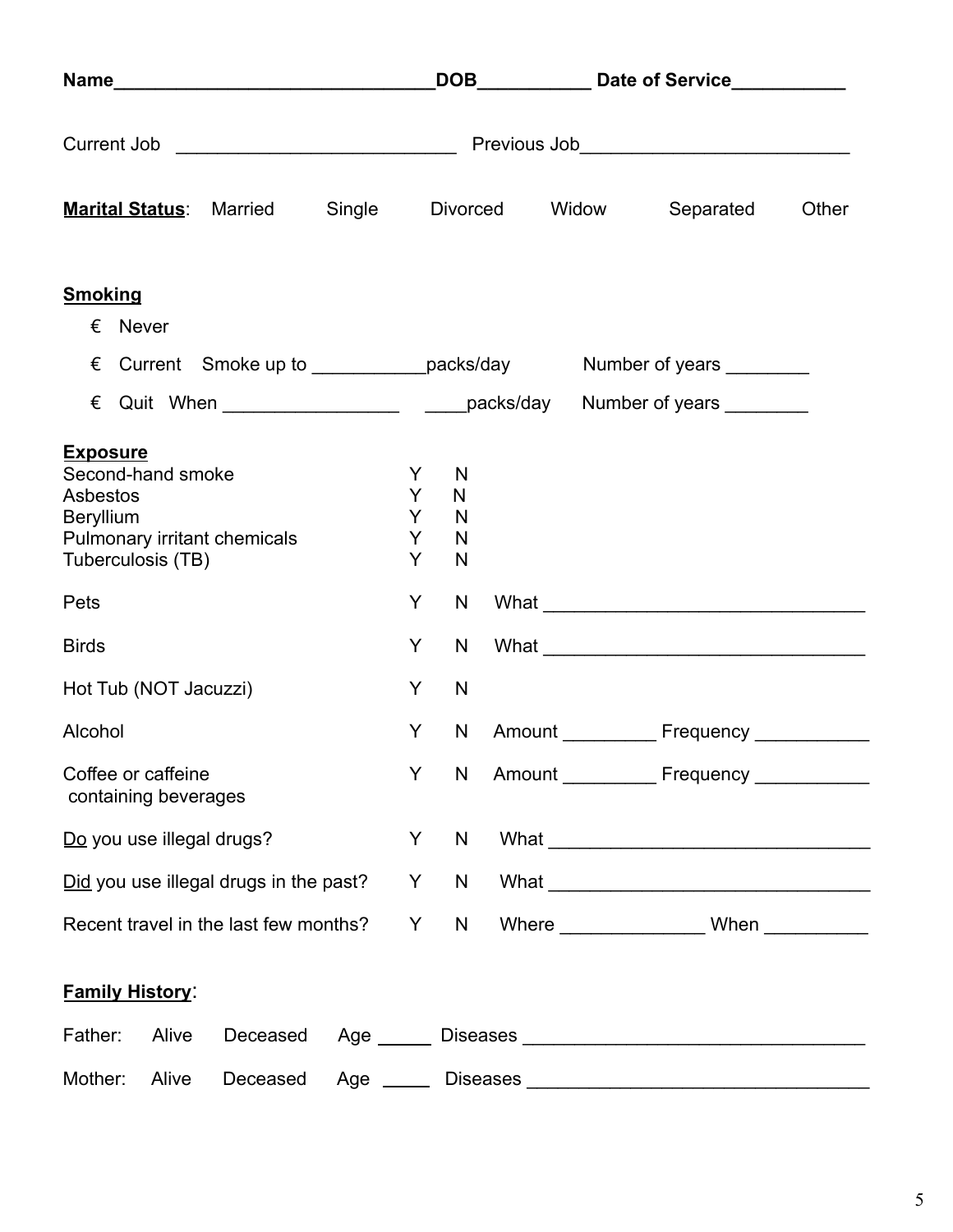**Name**______________________________**DOB**__________ **Date of Service**__________

Current Job __________________________ Previous Job_________________________

**Marital Status**: Married Single Divorced Widow Separated Other

**Smoking**

- € Never
- € Current Smoke up to __________packs/day Number of years ________
- € Quit When ________________ ____packs/day Number of years ________

**Exposure**

| | | | |
|---|---|---|---|
| Second-hand smoke | Y | N | |
| Asbestos | Y | N | |
| Beryllium | Y | N | |
| Pulmonary irritant chemicals | Y | N | |
| Tuberculosis (TB) | Y | N | |
| Pets | Y | N | What ______________________________ |
| Birds | Y | N | What ______________________________ |
| Hot Tub (NOT Jacuzzi) | Y | N | |
| Alcohol | Y | N | Amount _________ Frequency ___________ |
| Coffee or caffeine containing beverages | Y | N | Amount _________ Frequency ___________ |
| Do you use illegal drugs? | Y | N | What ______________________________ |
| Did you use illegal drugs in the past? | Y | N | What ______________________________ |
| Recent travel in the last few months? | Y | N | Where ______________ When __________ |

**Family History**:

Father: Alive Deceased Age _____ Diseases ________________________________

Mother: Alive Deceased Age _____ Diseases ________________________________